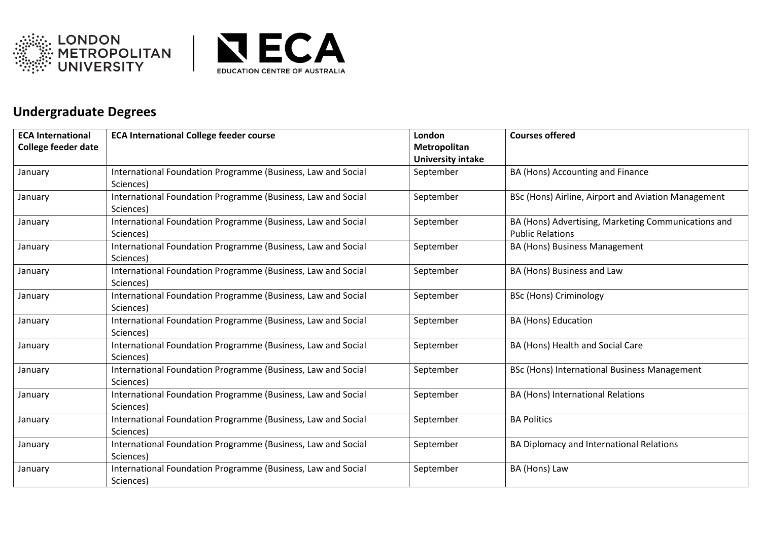## Undergraduate Degrees

| ECA International College feeder date | ECA International College feeder course | London Metropolitan University intake | Courses offered |
|---|---|---|---|
| January | International Foundation Programme (Business, Law and Social Sciences) | September | BA (Hons) Accounting and Finance |
| January | International Foundation Programme (Business, Law and Social Sciences) | September | BSc (Hons) Airline, Airport and Aviation Management |
| January | International Foundation Programme (Business, Law and Social Sciences) | September | BA (Hons) Advertising, Marketing Communications and Public Relations |
| January | International Foundation Programme (Business, Law and Social Sciences) | September | BA (Hons) Business Management |
| January | International Foundation Programme (Business, Law and Social Sciences) | September | BA (Hons) Business and Law |
| January | International Foundation Programme (Business, Law and Social Sciences) | September | BSc (Hons) Criminology |
| January | International Foundation Programme (Business, Law and Social Sciences) | September | BA (Hons) Education |
| January | International Foundation Programme (Business, Law and Social Sciences) | September | BA (Hons) Health and Social Care |
| January | International Foundation Programme (Business, Law and Social Sciences) | September | BSc (Hons) International Business Management |
| January | International Foundation Programme (Business, Law and Social Sciences) | September | BA (Hons) International Relations |
| January | International Foundation Programme (Business, Law and Social Sciences) | September | BA Politics |
| January | International Foundation Programme (Business, Law and Social Sciences) | September | BA Diplomacy and International Relations |
| January | International Foundation Programme (Business, Law and Social Sciences) | September | BA (Hons) Law |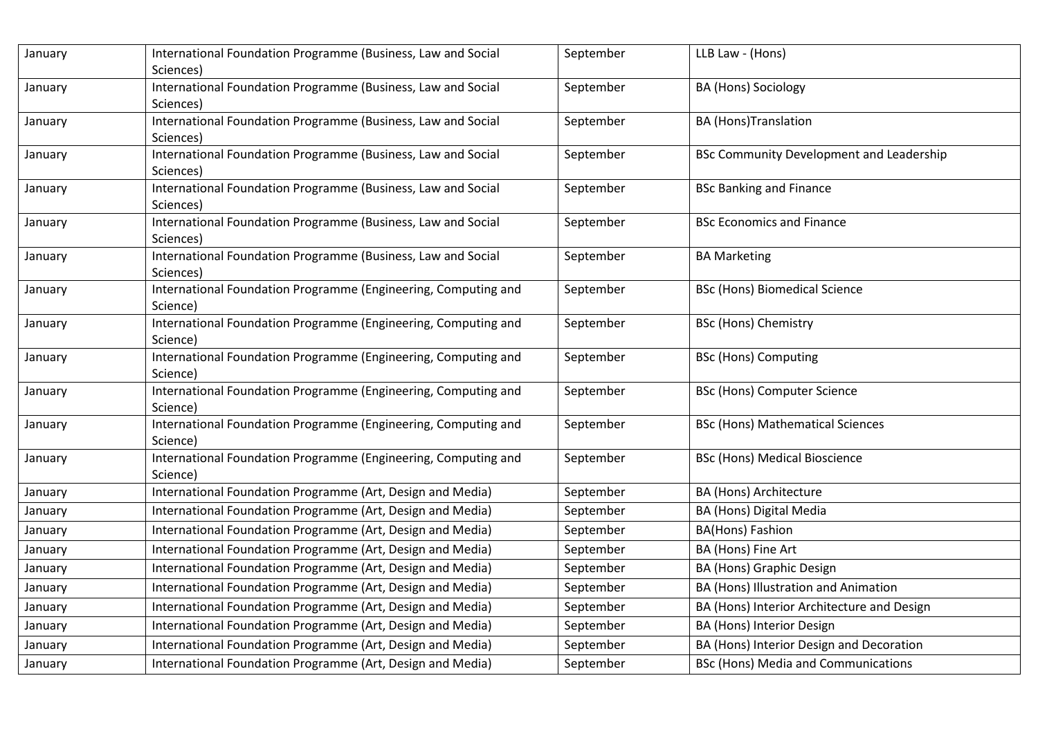| January | International Foundation Programme (Business, Law and Social Sciences) | September | LLB Law - (Hons) |
|---|---|---|---|
| January | International Foundation Programme (Business, Law and Social Sciences) | September | BA (Hons) Sociology |
| January | International Foundation Programme (Business, Law and Social Sciences) | September | BA (Hons)Translation |
| January | International Foundation Programme (Business, Law and Social Sciences) | September | BSc Community Development and Leadership |
| January | International Foundation Programme (Business, Law and Social Sciences) | September | BSc Banking and Finance |
| January | International Foundation Programme (Business, Law and Social Sciences) | September | BSc Economics and Finance |
| January | International Foundation Programme (Business, Law and Social Sciences) | September | BA Marketing |
| January | International Foundation Programme (Engineering, Computing and Science) | September | BSc (Hons) Biomedical Science |
| January | International Foundation Programme (Engineering, Computing and Science) | September | BSc (Hons) Chemistry |
| January | International Foundation Programme (Engineering, Computing and Science) | September | BSc (Hons) Computing |
| January | International Foundation Programme (Engineering, Computing and Science) | September | BSc (Hons) Computer Science |
| January | International Foundation Programme (Engineering, Computing and Science) | September | BSc (Hons) Mathematical Sciences |
| January | International Foundation Programme (Engineering, Computing and Science) | September | BSc (Hons) Medical Bioscience |
| January | International Foundation Programme (Art, Design and Media) | September | BA (Hons) Architecture |
| January | International Foundation Programme (Art, Design and Media) | September | BA (Hons) Digital Media |
| January | International Foundation Programme (Art, Design and Media) | September | BA(Hons) Fashion |
| January | International Foundation Programme (Art, Design and Media) | September | BA (Hons) Fine Art |
| January | International Foundation Programme (Art, Design and Media) | September | BA (Hons) Graphic Design |
| January | International Foundation Programme (Art, Design and Media) | September | BA (Hons) Illustration and Animation |
| January | International Foundation Programme (Art, Design and Media) | September | BA (Hons) Interior Architecture and Design |
| January | International Foundation Programme (Art, Design and Media) | September | BA (Hons) Interior Design |
| January | International Foundation Programme (Art, Design and Media) | September | BA (Hons) Interior Design and Decoration |
| January | International Foundation Programme (Art, Design and Media) | September | BSc (Hons) Media and Communications |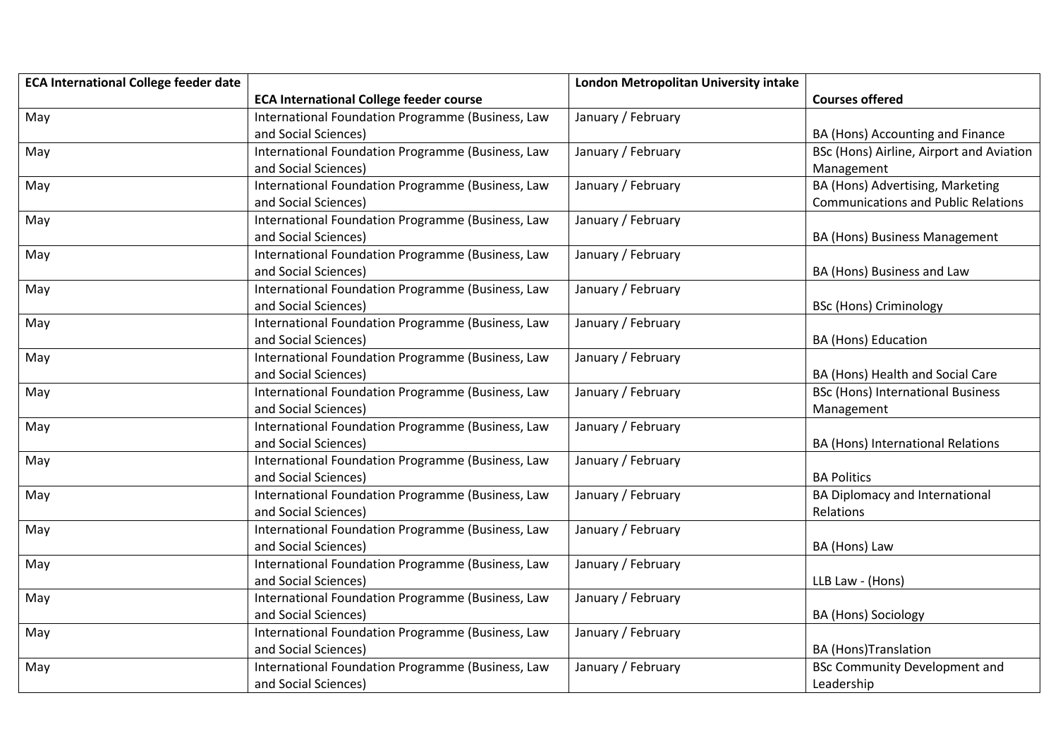| ECA International College feeder date | ECA International College feeder course | London Metropolitan University intake | Courses offered |
|---|---|---|---|
| May | International Foundation Programme (Business, Law and Social Sciences) | January / February | BA (Hons) Accounting and Finance |
| May | International Foundation Programme (Business, Law and Social Sciences) | January / February | BSc (Hons) Airline, Airport and Aviation Management |
| May | International Foundation Programme (Business, Law and Social Sciences) | January / February | BA (Hons) Advertising, Marketing Communications and Public Relations |
| May | International Foundation Programme (Business, Law and Social Sciences) | January / February | BA (Hons) Business Management |
| May | International Foundation Programme (Business, Law and Social Sciences) | January / February | BA (Hons) Business and Law |
| May | International Foundation Programme (Business, Law and Social Sciences) | January / February | BSc (Hons) Criminology |
| May | International Foundation Programme (Business, Law and Social Sciences) | January / February | BA (Hons) Education |
| May | International Foundation Programme (Business, Law and Social Sciences) | January / February | BA (Hons) Health and Social Care |
| May | International Foundation Programme (Business, Law and Social Sciences) | January / February | BSc (Hons) International Business Management |
| May | International Foundation Programme (Business, Law and Social Sciences) | January / February | BA (Hons) International Relations |
| May | International Foundation Programme (Business, Law and Social Sciences) | January / February | BA Politics |
| May | International Foundation Programme (Business, Law and Social Sciences) | January / February | BA Diplomacy and International Relations |
| May | International Foundation Programme (Business, Law and Social Sciences) | January / February | BA (Hons) Law |
| May | International Foundation Programme (Business, Law and Social Sciences) | January / February | LLB Law - (Hons) |
| May | International Foundation Programme (Business, Law and Social Sciences) | January / February | BA (Hons) Sociology |
| May | International Foundation Programme (Business, Law and Social Sciences) | January / February | BA (Hons)Translation |
| May | International Foundation Programme (Business, Law and Social Sciences) | January / February | BSc Community Development and Leadership |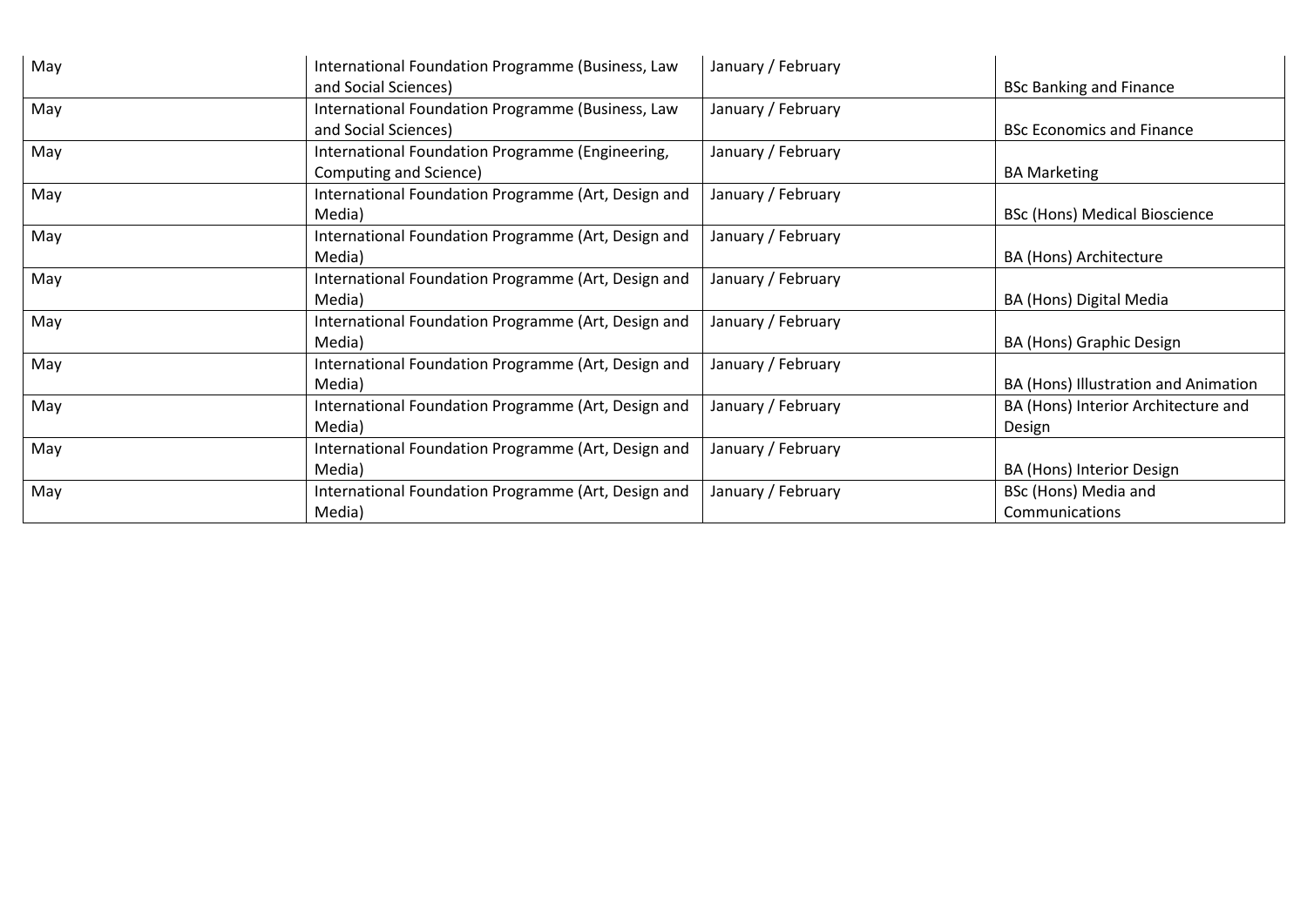| | | | |
|---|---|---|---|
| May | International Foundation Programme (Business, Law and Social Sciences) | January / February | BSc Banking and Finance |
| May | International Foundation Programme (Business, Law and Social Sciences) | January / February | BSc Economics and Finance |
| May | International Foundation Programme (Engineering, Computing and Science) | January / February | BA Marketing |
| May | International Foundation Programme (Art, Design and Media) | January / February | BSc (Hons) Medical Bioscience |
| May | International Foundation Programme (Art, Design and Media) | January / February | BA (Hons) Architecture |
| May | International Foundation Programme (Art, Design and Media) | January / February | BA (Hons) Digital Media |
| May | International Foundation Programme (Art, Design and Media) | January / February | BA (Hons) Graphic Design |
| May | International Foundation Programme (Art, Design and Media) | January / February | BA (Hons) Illustration and Animation |
| May | International Foundation Programme (Art, Design and Media) | January / February | BA (Hons) Interior Architecture and Design |
| May | International Foundation Programme (Art, Design and Media) | January / February | BA (Hons) Interior Design |
| May | International Foundation Programme (Art, Design and Media) | January / February | BSc (Hons) Media and Communications |